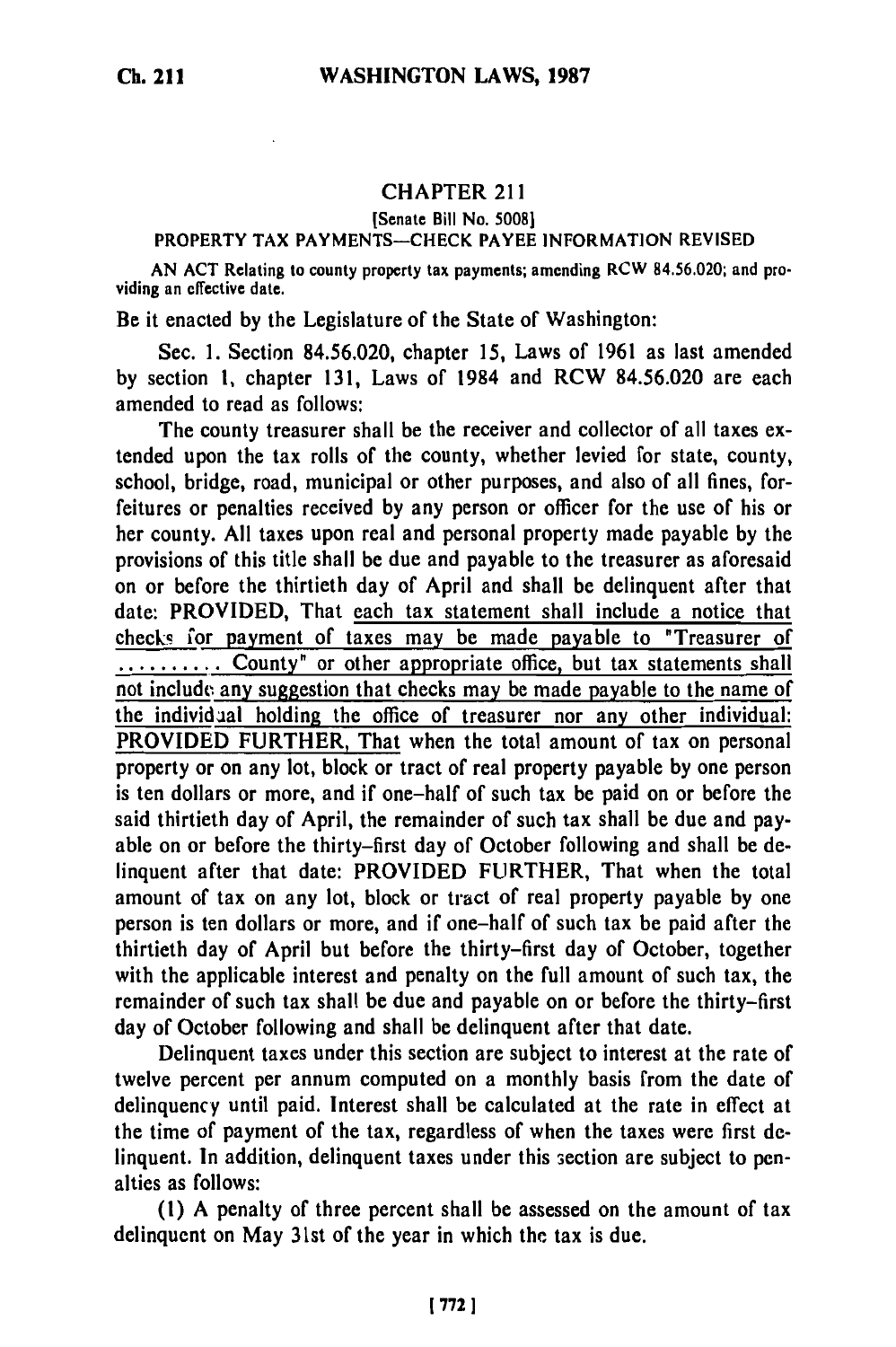## CHAPTER 211

[Senate Bill No. 5008]

PROPERTY TAX PAYMENTS—CHECK PAYEE INFORMATION REVISED

AN ACT Relating to county property tax payments; amending RCW 84.56.020; and providing an effective date.

Be it enacted by the Legislature of the State of Washington:

Sec. 1. Section 84.56.020, chapter 15, Laws of 1961 as last amended by section 1, chapter 131, Laws of 1984 and RCW 84.56.020 are each amended to read as follows:

The county treasurer shall be the receiver and collector of all taxes extended upon the tax rolls of the county, whether levied for state, county, school, bridge, road, municipal or other purposes, and also of all fines, forfeitures or penalties received by any person or officer for the use of his or her county. All taxes upon real and personal property made payable by the provisions of this title shall be due and payable to the treasurer as aforesaid on or before the thirtieth day of April and shall be delinquent after that date: PROVIDED, That each tax statement shall include a notice that checks for payment of taxes may be made payable to "Treasurer of .......... County" or other appropriate office, but tax statements shall not include any suggestion that checks may be made payable to the name of the individual holding the office of treasurer nor any other individual: PROVIDED FURTHER, That when the total amount of tax on personal property or on any lot, block or tract of real property payable by one person is ten dollars or more, and if one-half of such tax be paid on or before the said thirtieth day of April, the remainder of such tax shall be due and payable on or before the thirty-first day of October following and shall be delinquent after that date: PROVIDED FURTHER, That when the total amount of tax on any lot, block or tract of real property payable by one person is ten dollars or more, and if one-half of such tax be paid after the thirtieth day of April but before the thirty-first day of October, together with the applicable interest and penalty on the full amount of such tax, the remainder of such tax shall be due and payable on or before the thirty-first day of October following and shall be delinquent after that date.

Delinquent taxes under this section are subject to interest at the rate of twelve percent per annum computed on a monthly basis from the date of delinquency until paid. Interest shall be calculated at the rate in effect at the time of payment of the tax, regardless of when the taxes were first delinquent. In addition, delinquent taxes under this section are subject to penalties as follows:

(1) A penalty of three percent shall be assessed on the amount of tax delinquent on May 31st of the year in which the tax is due.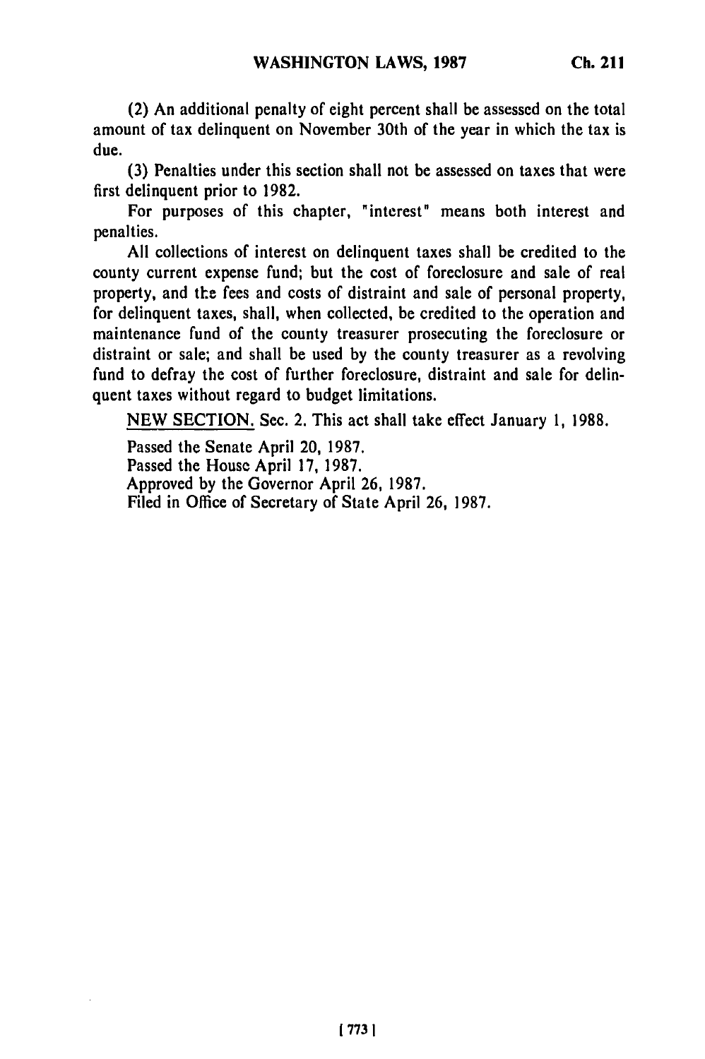(2) An additional penalty of eight percent shall be assessed on the total amount of tax delinquent on November 30th of the year in which the tax is due.

(3) Penalties under this section shall not be assessed on taxes that were first delinquent prior to 1982.

For purposes of this chapter, "interest" means both interest and penalties.

All collections of interest on delinquent taxes shall be credited to the county current expense fund; but the cost of foreclosure and sale of real property, and the fees and costs of distraint and sale of personal property, for delinquent taxes, shall, when collected, be credited to the operation and maintenance fund of the county treasurer prosecuting the foreclosure or distraint or sale; and shall be used by the county treasurer as a revolving fund to defray the cost of further foreclosure, distraint and sale for delinquent taxes without regard to budget limitations.

NEW SECTION. Sec. 2. This act shall take effect January 1, 1988.

Passed the Senate April 20, 1987.
Passed the House April 17, 1987.
Approved by the Governor April 26, 1987.
Filed in Office of Secretary of State April 26, 1987.